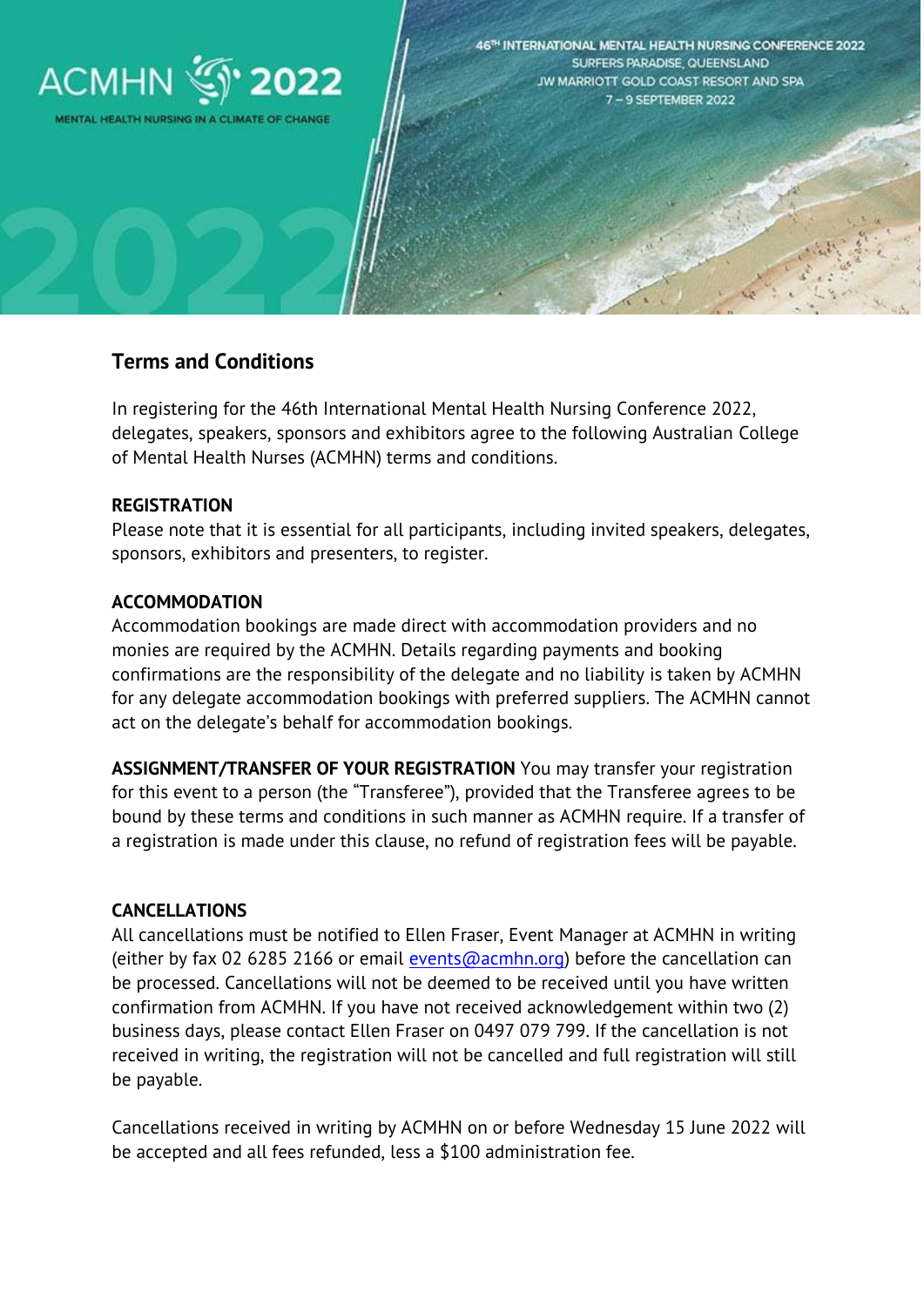ACMHN 2022

MENTAL HEALTH NURSING IN A CLIMATE OF CHANGE

46TH INTERNATIONAL MENTAL HEALTH NURSING CONFERENCE 2022
SURFERS PARADISE, QUEENSLAND
JW MARRIOTT GOLD COAST RESORT AND SPA
7 – 9 SEPTEMBER 2022

## Terms and Conditions

In registering for the 46th International Mental Health Nursing Conference 2022, delegates, speakers, sponsors and exhibitors agree to the following Australian College of Mental Health Nurses (ACMHN) terms and conditions.

**REGISTRATION**
Please note that it is essential for all participants, including invited speakers, delegates, sponsors, exhibitors and presenters, to register.

**ACCOMMODATION**
Accommodation bookings are made direct with accommodation providers and no monies are required by the ACMHN. Details regarding payments and booking confirmations are the responsibility of the delegate and no liability is taken by ACMHN for any delegate accommodation bookings with preferred suppliers. The ACMHN cannot act on the delegate's behalf for accommodation bookings.

**ASSIGNMENT/TRANSFER OF YOUR REGISTRATION** You may transfer your registration for this event to a person (the "Transferee"), provided that the Transferee agrees to be bound by these terms and conditions in such manner as ACMHN require. If a transfer of a registration is made under this clause, no refund of registration fees will be payable.

**CANCELLATIONS**
All cancellations must be notified to Ellen Fraser, Event Manager at ACMHN in writing (either by fax 02 6285 2166 or email events@acmhn.org) before the cancellation can be processed. Cancellations will not be deemed to be received until you have written confirmation from ACMHN. If you have not received acknowledgement within two (2) business days, please contact Ellen Fraser on 0497 079 799. If the cancellation is not received in writing, the registration will not be cancelled and full registration will still be payable.

Cancellations received in writing by ACMHN on or before Wednesday 15 June 2022 will be accepted and all fees refunded, less a $100 administration fee.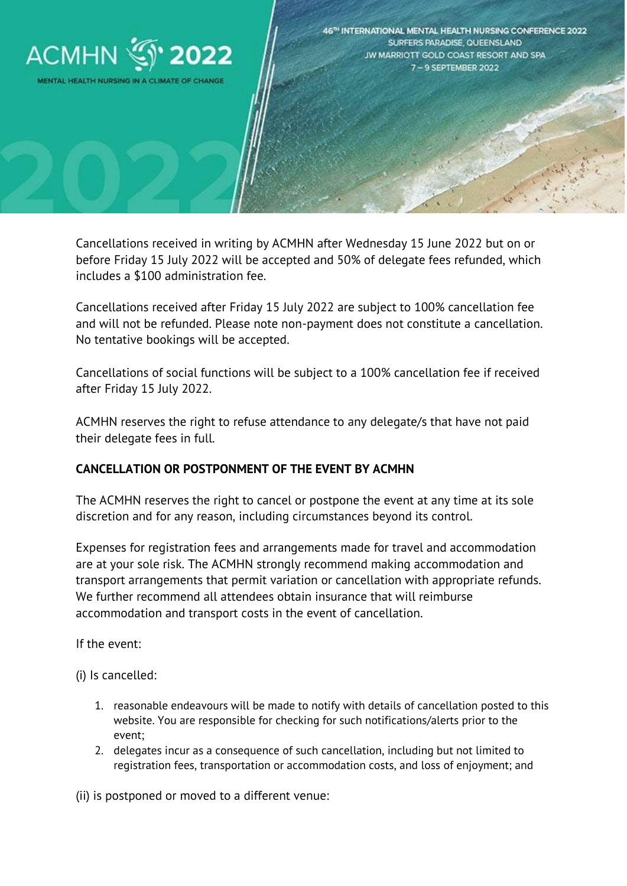Cancellations received in writing by ACMHN after Wednesday 15 June 2022 but on or before Friday 15 July 2022 will be accepted and 50% of delegate fees refunded, which includes a $100 administration fee.

Cancellations received after Friday 15 July 2022 are subject to 100% cancellation fee and will not be refunded. Please note non-payment does not constitute a cancellation. No tentative bookings will be accepted.

Cancellations of social functions will be subject to a 100% cancellation fee if received after Friday 15 July 2022.

ACMHN reserves the right to refuse attendance to any delegate/s that have not paid their delegate fees in full.

**CANCELLATION OR POSTPONMENT OF THE EVENT BY ACMHN**

The ACMHN reserves the right to cancel or postpone the event at any time at its sole discretion and for any reason, including circumstances beyond its control.

Expenses for registration fees and arrangements made for travel and accommodation are at your sole risk. The ACMHN strongly recommend making accommodation and transport arrangements that permit variation or cancellation with appropriate refunds. We further recommend all attendees obtain insurance that will reimburse accommodation and transport costs in the event of cancellation.

If the event:

(i) Is cancelled:

1. reasonable endeavours will be made to notify with details of cancellation posted to this website. You are responsible for checking for such notifications/alerts prior to the event;
2. delegates incur as a consequence of such cancellation, including but not limited to registration fees, transportation or accommodation costs, and loss of enjoyment; and

(ii) is postponed or moved to a different venue: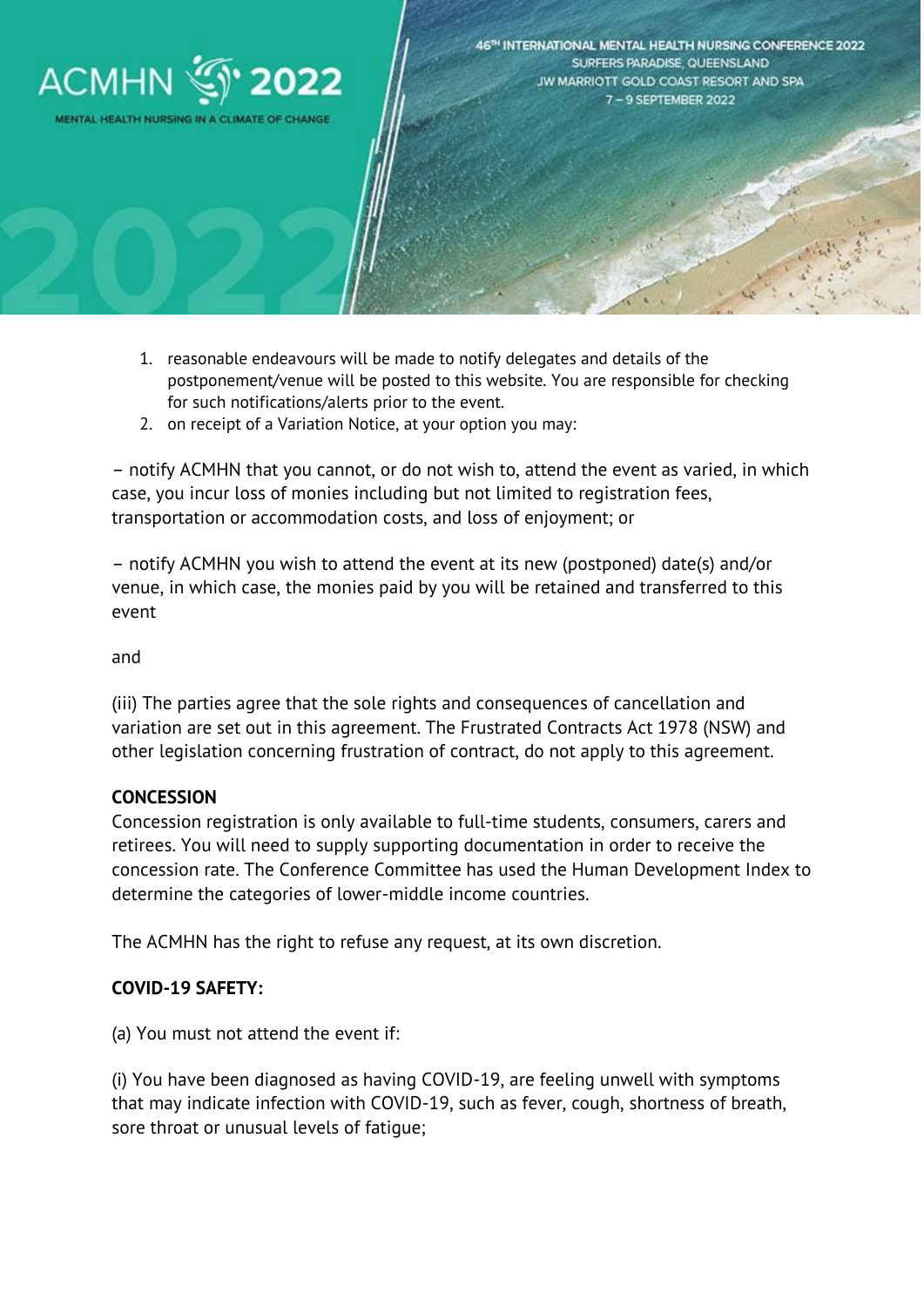1. reasonable endeavours will be made to notify delegates and details of the postponement/venue will be posted to this website. You are responsible for checking for such notifications/alerts prior to the event.
2. on receipt of a Variation Notice, at your option you may:

– notify ACMHN that you cannot, or do not wish to, attend the event as varied, in which case, you incur loss of monies including but not limited to registration fees, transportation or accommodation costs, and loss of enjoyment; or

– notify ACMHN you wish to attend the event at its new (postponed) date(s) and/or venue, in which case, the monies paid by you will be retained and transferred to this event

and

(iii) The parties agree that the sole rights and consequences of cancellation and variation are set out in this agreement. The Frustrated Contracts Act 1978 (NSW) and other legislation concerning frustration of contract, do not apply to this agreement.

**CONCESSION**

Concession registration is only available to full-time students, consumers, carers and retirees. You will need to supply supporting documentation in order to receive the concession rate. The Conference Committee has used the Human Development Index to determine the categories of lower-middle income countries.

The ACMHN has the right to refuse any request, at its own discretion.

**COVID-19 SAFETY:**

(a) You must not attend the event if:

(i) You have been diagnosed as having COVID-19, are feeling unwell with symptoms that may indicate infection with COVID-19, such as fever, cough, shortness of breath, sore throat or unusual levels of fatigue;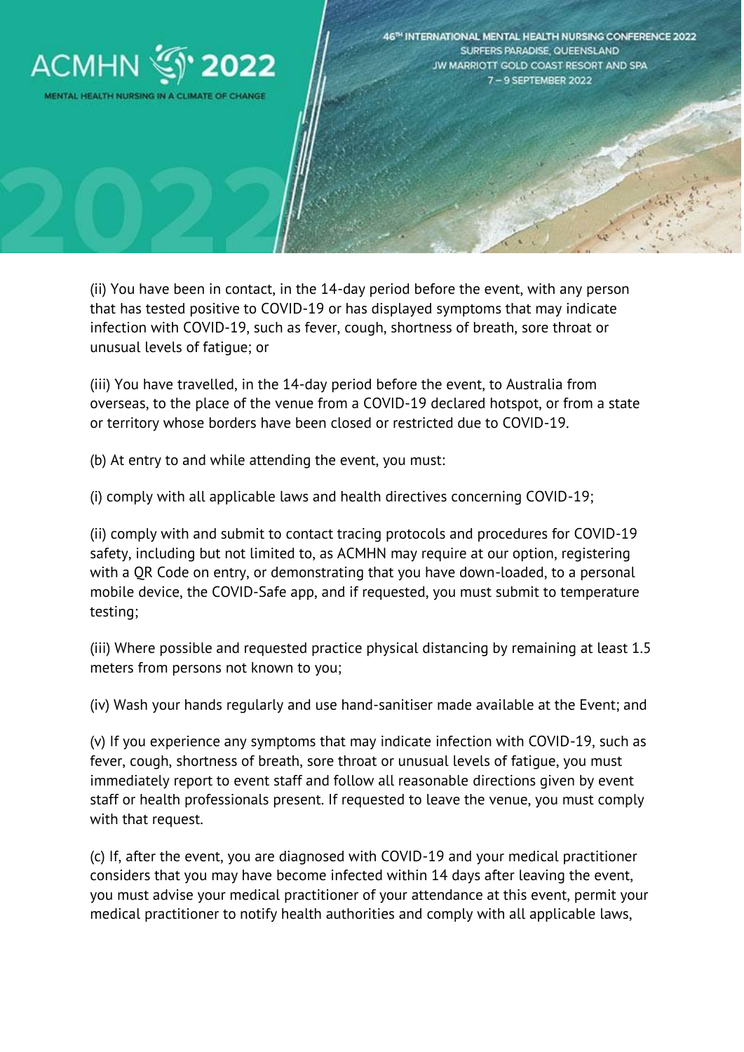(ii) You have been in contact, in the 14-day period before the event, with any person that has tested positive to COVID-19 or has displayed symptoms that may indicate infection with COVID-19, such as fever, cough, shortness of breath, sore throat or unusual levels of fatigue; or

(iii) You have travelled, in the 14-day period before the event, to Australia from overseas, to the place of the venue from a COVID-19 declared hotspot, or from a state or territory whose borders have been closed or restricted due to COVID-19.

(b) At entry to and while attending the event, you must:

(i) comply with all applicable laws and health directives concerning COVID-19;

(ii) comply with and submit to contact tracing protocols and procedures for COVID-19 safety, including but not limited to, as ACMHN may require at our option, registering with a QR Code on entry, or demonstrating that you have down-loaded, to a personal mobile device, the COVID-Safe app, and if requested, you must submit to temperature testing;

(iii) Where possible and requested practice physical distancing by remaining at least 1.5 meters from persons not known to you;

(iv) Wash your hands regularly and use hand-sanitiser made available at the Event; and

(v) If you experience any symptoms that may indicate infection with COVID-19, such as fever, cough, shortness of breath, sore throat or unusual levels of fatigue, you must immediately report to event staff and follow all reasonable directions given by event staff or health professionals present. If requested to leave the venue, you must comply with that request.

(c) If, after the event, you are diagnosed with COVID-19 and your medical practitioner considers that you may have become infected within 14 days after leaving the event, you must advise your medical practitioner of your attendance at this event, permit your medical practitioner to notify health authorities and comply with all applicable laws,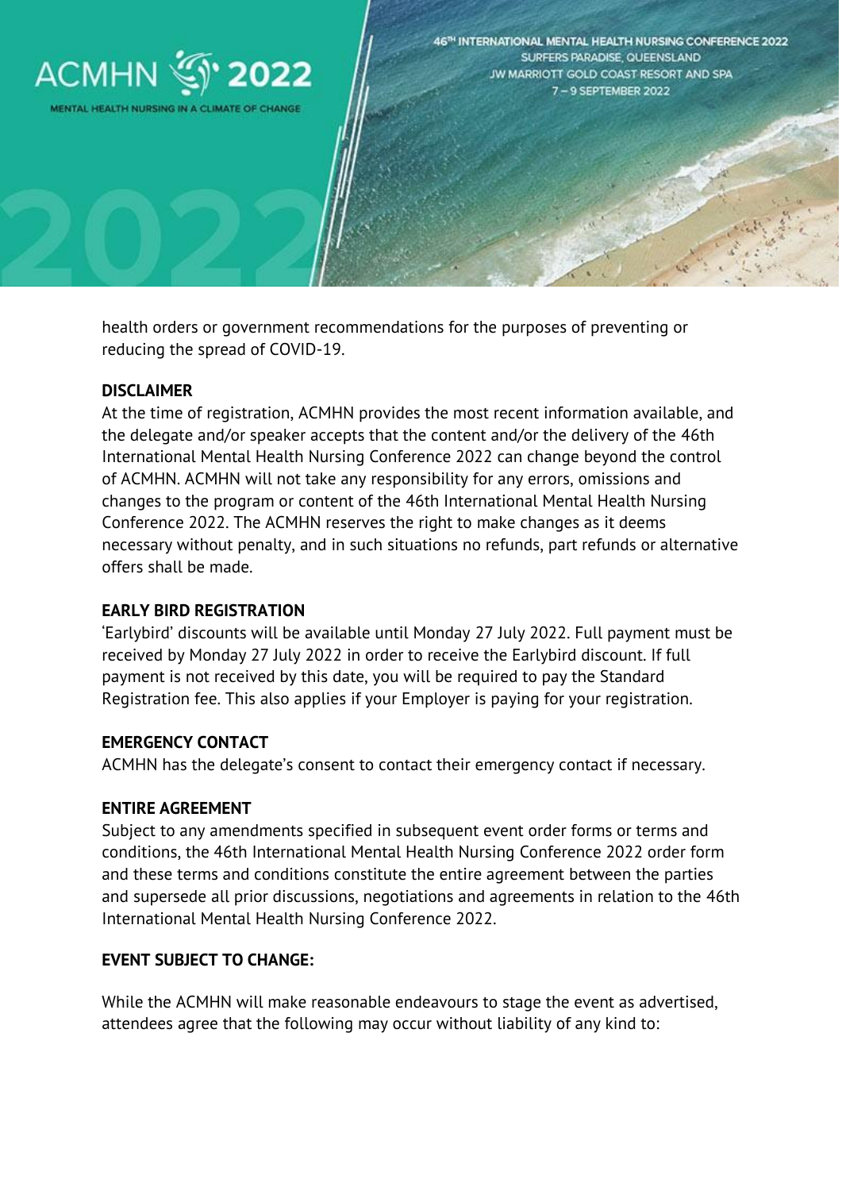health orders or government recommendations for the purposes of preventing or reducing the spread of COVID-19.

**DISCLAIMER**

At the time of registration, ACMHN provides the most recent information available, and the delegate and/or speaker accepts that the content and/or the delivery of the 46th International Mental Health Nursing Conference 2022 can change beyond the control of ACMHN. ACMHN will not take any responsibility for any errors, omissions and changes to the program or content of the 46th International Mental Health Nursing Conference 2022. The ACMHN reserves the right to make changes as it deems necessary without penalty, and in such situations no refunds, part refunds or alternative offers shall be made.

**EARLY BIRD REGISTRATION**

'Earlybird' discounts will be available until Monday 27 July 2022. Full payment must be received by Monday 27 July 2022 in order to receive the Earlybird discount. If full payment is not received by this date, you will be required to pay the Standard Registration fee. This also applies if your Employer is paying for your registration.

**EMERGENCY CONTACT**

ACMHN has the delegate's consent to contact their emergency contact if necessary.

**ENTIRE AGREEMENT**

Subject to any amendments specified in subsequent event order forms or terms and conditions, the 46th International Mental Health Nursing Conference 2022 order form and these terms and conditions constitute the entire agreement between the parties and supersede all prior discussions, negotiations and agreements in relation to the 46th International Mental Health Nursing Conference 2022.

**EVENT SUBJECT TO CHANGE:**

While the ACMHN will make reasonable endeavours to stage the event as advertised, attendees agree that the following may occur without liability of any kind to: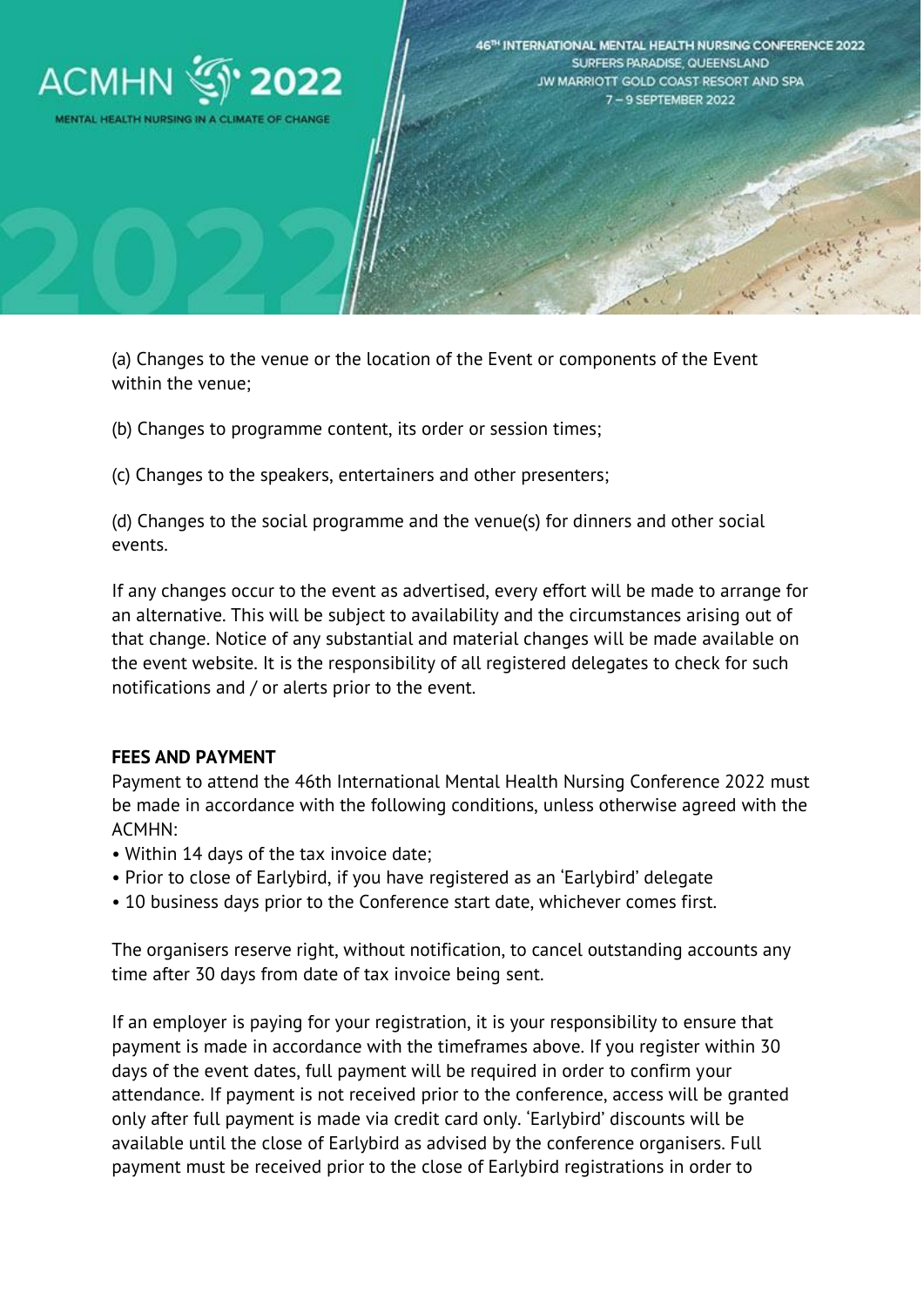(a) Changes to the venue or the location of the Event or components of the Event within the venue;

(b) Changes to programme content, its order or session times;

(c) Changes to the speakers, entertainers and other presenters;

(d) Changes to the social programme and the venue(s) for dinners and other social events.

If any changes occur to the event as advertised, every effort will be made to arrange for an alternative. This will be subject to availability and the circumstances arising out of that change. Notice of any substantial and material changes will be made available on the event website. It is the responsibility of all registered delegates to check for such notifications and / or alerts prior to the event.

**FEES AND PAYMENT**

Payment to attend the 46th International Mental Health Nursing Conference 2022 must be made in accordance with the following conditions, unless otherwise agreed with the ACMHN:

- Within 14 days of the tax invoice date;
- Prior to close of Earlybird, if you have registered as an 'Earlybird' delegate
- 10 business days prior to the Conference start date, whichever comes first.

The organisers reserve right, without notification, to cancel outstanding accounts any time after 30 days from date of tax invoice being sent.

If an employer is paying for your registration, it is your responsibility to ensure that payment is made in accordance with the timeframes above. If you register within 30 days of the event dates, full payment will be required in order to confirm your attendance. If payment is not received prior to the conference, access will be granted only after full payment is made via credit card only. 'Earlybird' discounts will be available until the close of Earlybird as advised by the conference organisers. Full payment must be received prior to the close of Earlybird registrations in order to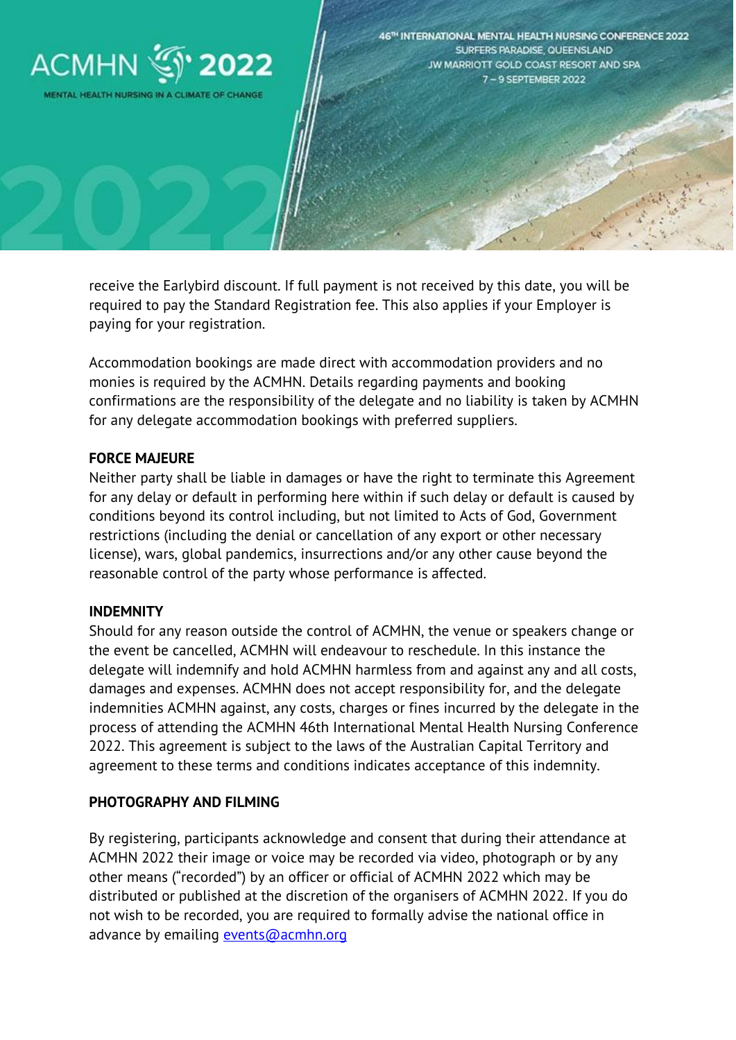receive the Earlybird discount. If full payment is not received by this date, you will be required to pay the Standard Registration fee. This also applies if your Employer is paying for your registration.

Accommodation bookings are made direct with accommodation providers and no monies is required by the ACMHN. Details regarding payments and booking confirmations are the responsibility of the delegate and no liability is taken by ACMHN for any delegate accommodation bookings with preferred suppliers.

**FORCE MAJEURE**

Neither party shall be liable in damages or have the right to terminate this Agreement for any delay or default in performing here within if such delay or default is caused by conditions beyond its control including, but not limited to Acts of God, Government restrictions (including the denial or cancellation of any export or other necessary license), wars, global pandemics, insurrections and/or any other cause beyond the reasonable control of the party whose performance is affected.

**INDEMNITY**

Should for any reason outside the control of ACMHN, the venue or speakers change or the event be cancelled, ACMHN will endeavour to reschedule. In this instance the delegate will indemnify and hold ACMHN harmless from and against any and all costs, damages and expenses. ACMHN does not accept responsibility for, and the delegate indemnities ACMHN against, any costs, charges or fines incurred by the delegate in the process of attending the ACMHN 46th International Mental Health Nursing Conference 2022. This agreement is subject to the laws of the Australian Capital Territory and agreement to these terms and conditions indicates acceptance of this indemnity.

**PHOTOGRAPHY AND FILMING**

By registering, participants acknowledge and consent that during their attendance at ACMHN 2022 their image or voice may be recorded via video, photograph or by any other means ("recorded") by an officer or official of ACMHN 2022 which may be distributed or published at the discretion of the organisers of ACMHN 2022. If you do not wish to be recorded, you are required to formally advise the national office in advance by emailing [events@acmhn.org](mailto:events@acmhn.org)